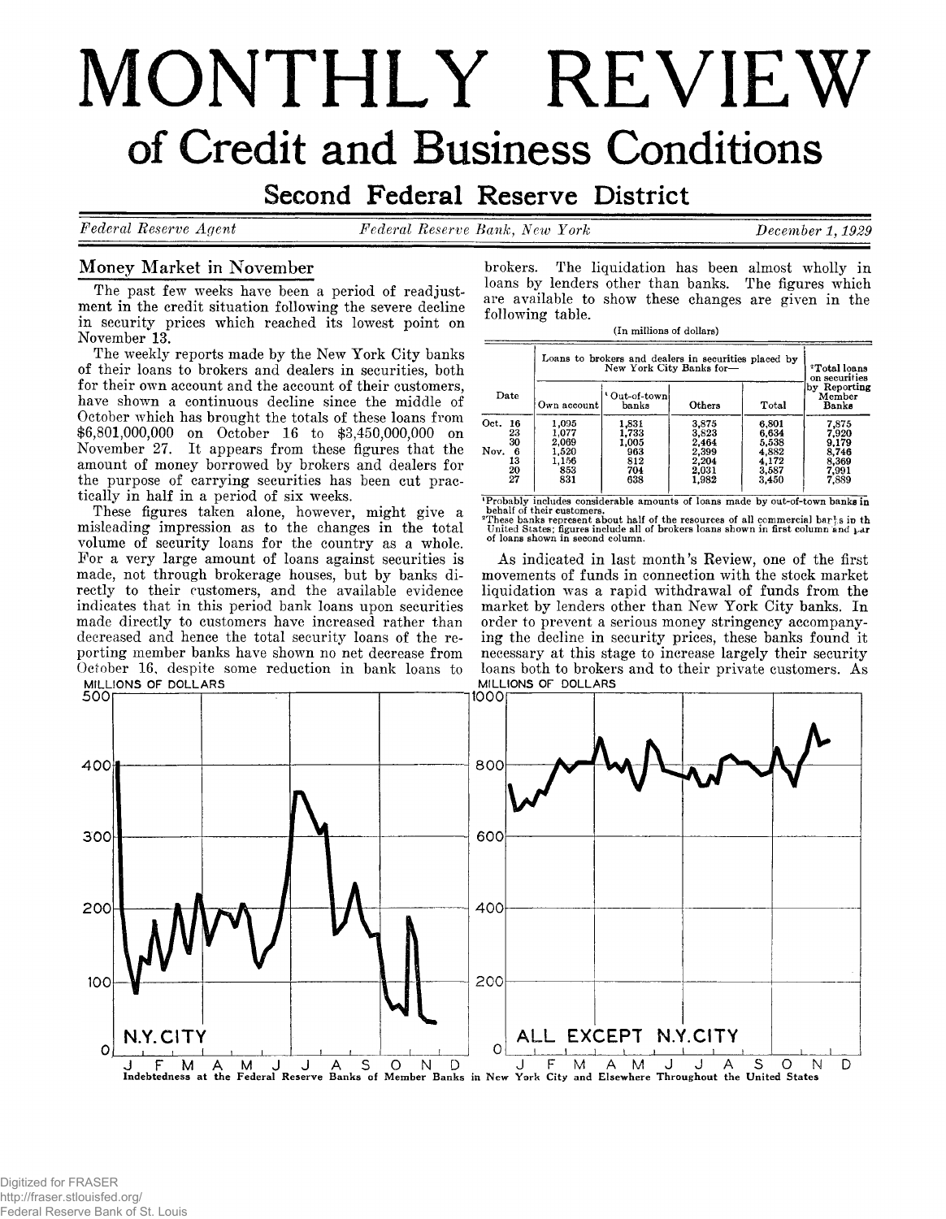# MONTHLY REVIEW

## of Credit and Business Conditions

### Second Federal Reserve District

*Federal Reserve Agent* — *Federal Reserve Bank, New York* — *December 1, 1929*

## Money Market in November

The past few weeks have been a period of readjustment in the credit situation following the severe decline in security prices which reached its lowest point on November 13.

The weekly reports made by the New York City banks of their loans to brokers and dealers in securities, both for their own account and the account of their customers, have shown a continuous decline since the middle of October which has brought the totals of these loans from $6,801,000,000 on October 16 to $3,450,000,000 on November 27. It appears from these figures that the amount of money borrowed by brokers and dealers for the purpose of carrying securities has been cut practically in half in a period of six weeks.

These figures taken alone, however, might give a misleading impression as to the changes in the total volume of security loans for the country as a whole. For a very large amount of loans against securities is made, not through brokerage houses, but by banks directly to their customers, and the available evidence indicates that in this period bank loans upon securities made directly to customers have increased rather than decreased and hence the total security loans of the reporting member banks have shown no net decrease from October 16, despite some reduction in bank loans to brokers. The liquidation has been almost wholly in loans by lenders other than banks. The figures which are available to show these changes are given in the following table.

(In millions of dollars)

| Date | Loans to brokers and dealers in securities placed by New York City Banks for— | | | | [2]Total loans on securities by Reporting Member Banks |
|---|---|---|---|---|---|
| | Own account | [1]Out-of-town banks | Others | Total | |
| Oct. 16 | 1,095 | 1,831 | 3,875 | 6,801 | 7,875 |
| 23 | 1,077 | 1,733 | 3,823 | 6,634 | 7,920 |
| 30 | 2,069 | 1,005 | 2,464 | 5,538 | 9,179 |
| Nov. 6 | 1,520 | 963 | 2,399 | 4,882 | 8,746 |
| 13 | 1,156 | 812 | 2,204 | 4,172 | 8,369 |
| 20 | 853 | 704 | 2,031 | 3,587 | 7,991 |
| 27 | 831 | 638 | 1,982 | 3,450 | 7,889 |

[1]Probably includes considerable amounts of loans made by out-of-town banks in behalf of their customers.

[2]These banks represent about half of the resources of all commercial banks in the United States; figures include all of brokers loans shown in first column and part of loans shown in second column.

As indicated in last month's Review, one of the first movements of funds in connection with the stock market liquidation was a rapid withdrawal of funds from the market by lenders other than New York City banks. In order to prevent a serious money stringency accompanying the decline in security prices, these banks found it necessary at this stage to increase largely their security loans both to brokers and to their private customers. As

Indebtedness at the Federal Reserve Banks of Member Banks in New York City and Elsewhere Throughout the United States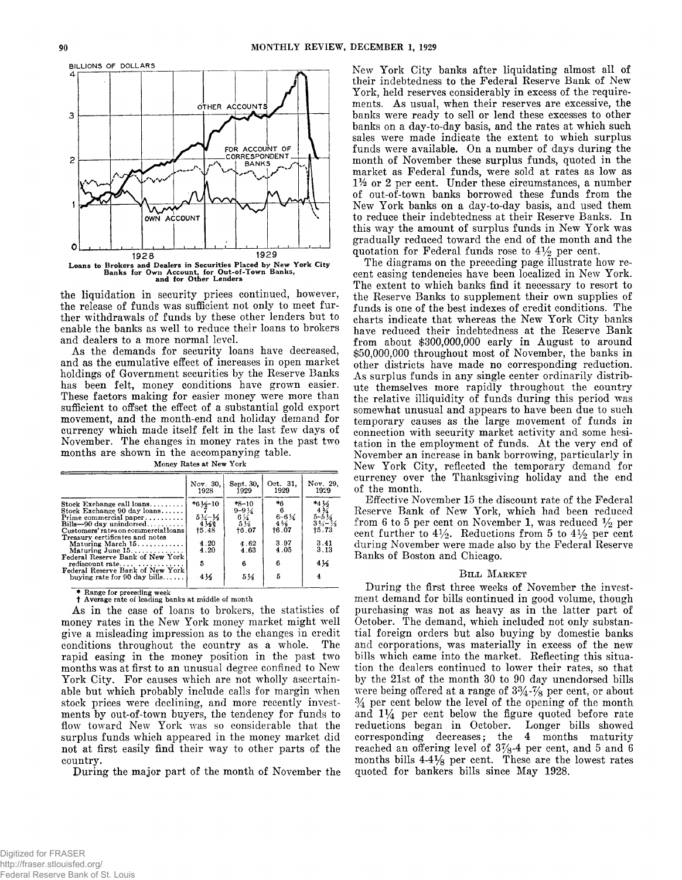Loans to Brokers and Dealers in Securities Placed by New York City Banks for Own Account, for Out-of-Town Banks, and for Other Lenders

the liquidation in security prices continued, however, the release of funds was sufficient not only to meet further withdrawals of funds by these other lenders but to enable the banks as well to reduce their loans to brokers and dealers to a more normal level.

As the demands for security loans have decreased, and as the cumulative effect of increases in open market holdings of Government securities by the Reserve Banks has been felt, money conditions have grown easier. These factors making for easier money were more than sufficient to offset the effect of a substantial gold export movement, and the month-end and holiday demand for currency which made itself felt in the last few days of November. The changes in money rates in the past two months are shown in the accompanying table.

Money Rates at New York

| | Nov. 30, 1928 | Sept. 30, 1929 | Oct. 31, 1929 | Nov. 29, 1929 |
|---|---|---|---|---|
| Stock Exchange call loans | *6½–10 | *8–10 | *6 | *4½ |
| Stock Exchange 90 day loans | 7 | 9–9¼ | 6 | 4¾ |
| Prime commercial paper | 5¼–½ | 6¼ | 6–6¼ | 5–5¼ |
| Bills—90 day unindorsed | 4½⅝ | 5⅛ | 4⅝ | 3¾–⅞ |
| Customers' rates on commercial loans | †5.48 | †6.07 | †6.07 | †5.73 |
| Treasury certificates and notes | | | | |
| Maturing March 15 | 4.20 | 4.62 | 3.97 | 3.41 |
| Maturing June 15 | 4.20 | 4.63 | 4.05 | 3.13 |
| Federal Reserve Bank of New York rediscount rate | 5 | 6 | 6 | 4½ |
| Federal Reserve Bank of New York buying rate for 90 day bills | 4½ | 5⅛ | 5 | 4 |

\* Range for preceding week
† Average rate of leading banks at middle of month

As in the case of loans to brokers, the statistics of money rates in the New York money market might well give a misleading impression as to the changes in credit conditions throughout the country as a whole. The rapid easing in the money position in the past two months was at first to an unusual degree confined to New York City. For causes which are not wholly ascertainable but which probably include calls for margin when stock prices were declining, and more recently investments by out-of-town buyers, the tendency for funds to flow toward New York was so considerable that the surplus funds which appeared in the money market did not at first easily find their way to other parts of the country.

During the major part of the month of November the New York City banks after liquidating almost all of their indebtedness to the Federal Reserve Bank of New York, held reserves considerably in excess of the requirements. As usual, when their reserves are excessive, the banks were ready to sell or lend these excesses to other banks on a day-to-day basis, and the rates at which such sales were made indicate the extent to which surplus funds were available. On a number of days during the month of November these surplus funds, quoted in the market as Federal funds, were sold at rates as low as 1½ or 2 per cent. Under these circumstances, a number of out-of-town banks borrowed these funds from the New York banks on a day-to-day basis, and used them to reduce their indebtedness at their Reserve Banks. In this way the amount of surplus funds in New York was gradually reduced toward the end of the month and the quotation for Federal funds rose to 4½ per cent.

The diagrams on the preceding page illustrate how recent easing tendencies have been localized in New York. The extent to which banks find it necessary to resort to the Reserve Banks to supplement their own supplies of funds is one of the best indexes of credit conditions. The charts indicate that whereas the New York City banks have reduced their indebtedness at the Reserve Bank from about $300,000,000 early in August to around $50,000,000 throughout most of November, the banks in other districts have made no corresponding reduction. As surplus funds in any single center ordinarily distribute themselves more rapidly throughout the country the relative illiquidity of funds during this period was somewhat unusual and appears to have been due to such temporary causes as the large movement of funds in connection with security market activity and some hesitation in the employment of funds. At the very end of November an increase in bank borrowing, particularly in New York City, reflected the temporary demand for currency over the Thanksgiving holiday and the end of the month.

Effective November 15 the discount rate of the Federal Reserve Bank of New York, which had been reduced from 6 to 5 per cent on November 1, was reduced ½ per cent further to 4½. Reductions from 5 to 4½ per cent during November were made also by the Federal Reserve Banks of Boston and Chicago.

## Bill Market

During the first three weeks of November the investment demand for bills continued in good volume, though purchasing was not as heavy as in the latter part of October. The demand, which included not only substantial foreign orders but also buying by domestic banks and corporations, was materially in excess of the new bills which came into the market. Reflecting this situation the dealers continued to lower their rates, so that by the 21st of the month 30 to 90 day unendorsed bills were being offered at a range of 3¾-⅞ per cent, or about ¾ per cent below the level of the opening of the month and 1¼ per cent below the figure quoted before rate reductions began in October. Longer bills showed corresponding decreases; the 4 months maturity reached an offering level of 3⅞-4 per cent, and 5 and 6 months bills 4-4⅛ per cent. These are the lowest rates quoted for bankers bills since May 1928.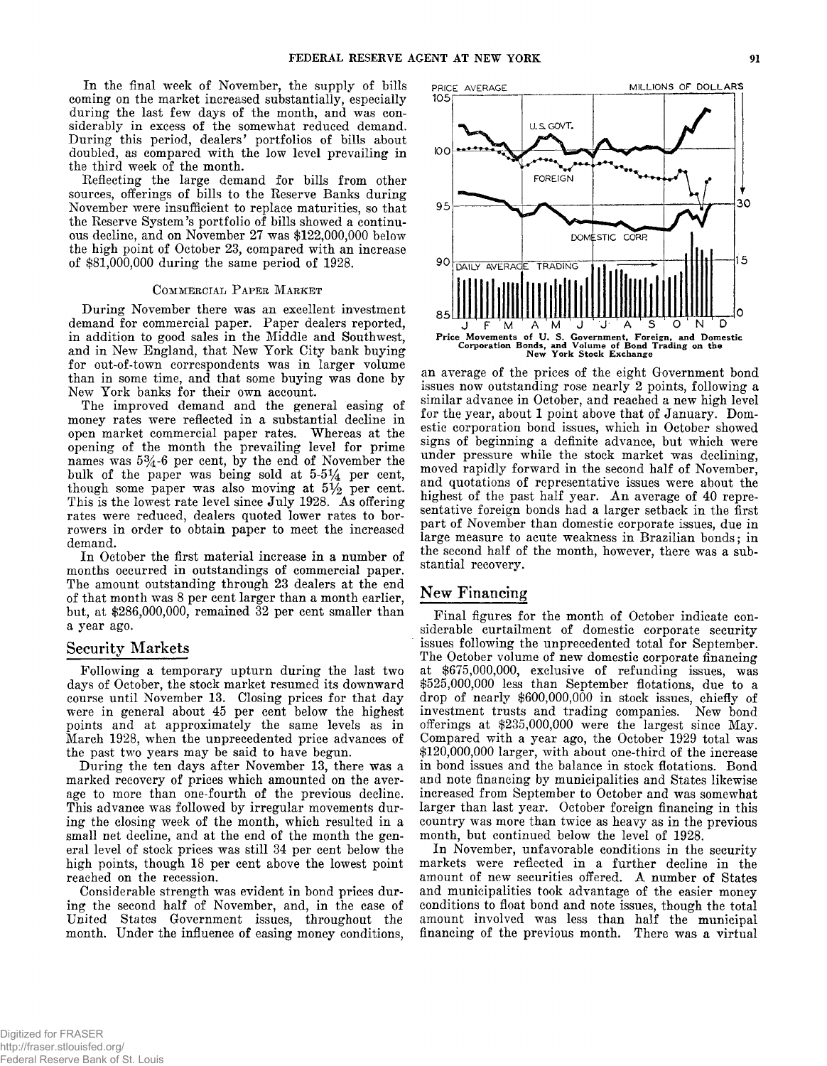In the final week of November, the supply of bills coming on the market increased substantially, especially during the last few days of the month, and was considerably in excess of the somewhat reduced demand. During this period, dealers' portfolios of bills about doubled, as compared with the low level prevailing in the third week of the month.

Reflecting the large demand for bills from other sources, offerings of bills to the Reserve Banks during November were insufficient to replace maturities, so that the Reserve System's portfolio of bills showed a continuous decline, and on November 27 was $122,000,000 below the high point of October 23, compared with an increase of $81,000,000 during the same period of 1928.

### Commercial Paper Market

During November there was an excellent investment demand for commercial paper. Paper dealers reported, in addition to good sales in the Middle and Southwest, and in New England, that New York City bank buying for out-of-town correspondents was in larger volume than in some time, and that some buying was done by New York banks for their own account.

The improved demand and the general easing of money rates were reflected in a substantial decline in open market commercial paper rates. Whereas at the opening of the month the prevailing level for prime names was 5¾-6 per cent, by the end of November the bulk of the paper was being sold at 5-5¼ per cent, though some paper was also moving at 5½ per cent. This is the lowest rate level since July 1928. As offering rates were reduced, dealers quoted lower rates to borrowers in order to obtain paper to meet the increased demand.

In October the first material increase in a number of months occurred in outstandings of commercial paper. The amount outstanding through 23 dealers at the end of that month was 8 per cent larger than a month earlier, but, at $286,000,000, remained 32 per cent smaller than a year ago.

## Security Markets

Following a temporary upturn during the last two days of October, the stock market resumed its downward course until November 13. Closing prices for that day were in general about 45 per cent below the highest points and at approximately the same levels as in March 1928, when the unprecedented price advances of the past two years may be said to have begun.

During the ten days after November 13, there was a marked recovery of prices which amounted on the average to more than one-fourth of the previous decline. This advance was followed by irregular movements during the closing week of the month, which resulted in a small net decline, and at the end of the month the general level of stock prices was still 34 per cent below the high points, though 18 per cent above the lowest point reached on the recession.

Considerable strength was evident in bond prices during the second half of November, and, in the case of United States Government issues, throughout the month. Under the influence of easing money conditions, an average of the prices of the eight Government bond issues now outstanding rose nearly 2 points, following a similar advance in October, and reached a new high level for the year, about 1 point above that of January. Domestic corporation bond issues, which in October showed signs of beginning a definite advance, but which were under pressure while the stock market was declining, moved rapidly forward in the second half of November, and quotations of representative issues were about the highest of the past half year. An average of 40 representative foreign bonds had a larger setback in the first part of November than domestic corporate issues, due in large measure to acute weakness in Brazilian bonds; in the second half of the month, however, there was a substantial recovery.

Price Movements of U. S. Government, Foreign, and Domestic Corporation Bonds, and Volume of Bond Trading on the New York Stock Exchange

## New Financing

Final figures for the month of October indicate considerable curtailment of domestic corporate security issues following the unprecedented total for September. The October volume of new domestic corporate financing at $675,000,000, exclusive of refunding issues, was $525,000,000 less than September flotations, due to a drop of nearly $600,000,000 in stock issues, chiefly of investment trusts and trading companies. New bond offerings at $235,000,000 were the largest since May. Compared with a year ago, the October 1929 total was $120,000,000 larger, with about one-third of the increase in bond issues and the balance in stock flotations. Bond and note financing by municipalities and States likewise increased from September to October and was somewhat larger than last year. October foreign financing in this country was more than twice as heavy as in the previous month, but continued below the level of 1928.

In November, unfavorable conditions in the security markets were reflected in a further decline in the amount of new securities offered. A number of States and municipalities took advantage of the easier money conditions to float bond and note issues, though the total amount involved was less than half the municipal financing of the previous month. There was a virtual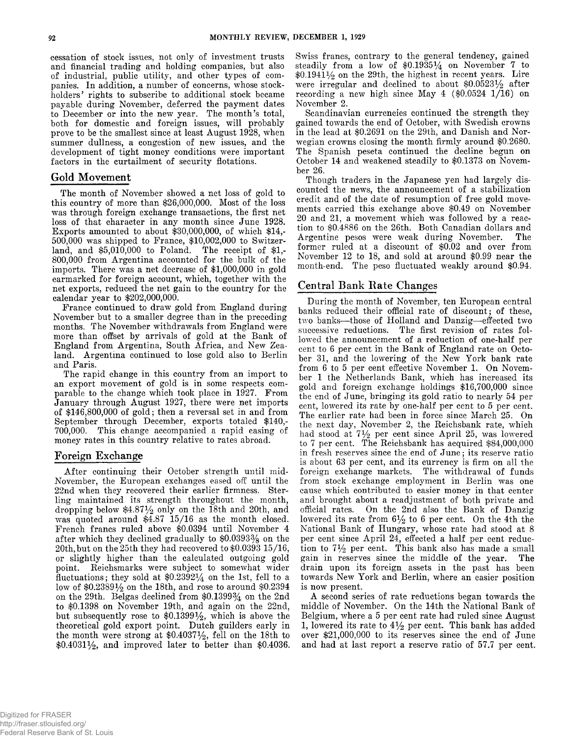cessation of stock issues, not only of investment trusts and financial trading and holding companies, but also of industrial, public utility, and other types of companies. In addition, a number of concerns, whose stockholders' rights to subscribe to additional stock became payable during November, deferred the payment dates to December or into the new year. The month's total, both for domestic and foreign issues, will probably prove to be the smallest since at least August 1928, when summer dullness, a congestion of new issues, and the development of tight money conditions were important factors in the curtailment of security flotations.

## Gold Movement

The month of November showed a net loss of gold to this country of more than $26,000,000. Most of the loss was through foreign exchange transactions, the first net loss of that character in any month since June 1928. Exports amounted to about $30,000,000, of which $14,500,000 was shipped to France, $10,002,000 to Switzerland, and $5,010,000 to Poland. The receipt of $1,800,000 from Argentina accounted for the bulk of the imports. There was a net decrease of $1,000,000 in gold earmarked for foreign account, which, together with the net exports, reduced the net gain to the country for the calendar year to $202,000,000.

France continued to draw gold from England during November but to a smaller degree than in the preceding months. The November withdrawals from England were more than offset by arrivals of gold at the Bank of England from Argentina, South Africa, and New Zealand. Argentina continued to lose gold also to Berlin and Paris.

The rapid change in this country from an import to an export movement of gold is in some respects comparable to the change which took place in 1927. From January through August 1927, there were net imports of $146,800,000 of gold; then a reversal set in and from September through December, exports totaled $140,700,000. This change accompanied a rapid easing of money rates in this country relative to rates abroad.

## Foreign Exchange

After continuing their October strength until mid-November, the European exchanges eased off until the 22nd when they recovered their earlier firmness. Sterling maintained its strength throughout the month, dropping below $4.87½ only on the 18th and 20th, and was quoted around $4.87 15/16 as the month closed. French francs ruled above $0.0394 until November 4 after which they declined gradually to $0.0393⅜ on the 20th, but on the 25th they had recovered to $0.0393 15/16, or slightly higher than the calculated outgoing gold point. Reichsmarks were subject to somewhat wider fluctuations; they sold at $0.2392¼ on the 1st, fell to a low of $0.2389½ on the 18th, and rose to around $0.2394 on the 29th. Belgas declined from $0.1399¾ on the 2nd to $0.1398 on November 19th, and again on the 22nd, but subsequently rose to $0.1399½, which is above the theoretical gold export point. Dutch guilders early in the month were strong at $0.4037½, fell on the 18th to $0.4031½, and improved later to better than $0.4036. Swiss francs, contrary to the general tendency, gained steadily from a low of $0.1935¼ on November 7 to $0.1941½ on the 29th, the highest in recent years. Lire were irregular and declined to about $0.0523½ after recording a new high since May 4 ($0.0524 1/16) on November 2.

Scandinavian currencies continued the strength they gained towards the end of October, with Swedish crowns in the lead at $0.2691 on the 29th, and Danish and Norwegian crowns closing the month firmly around $0.2680. The Spanish peseta continued the decline begun on October 14 and weakened steadily to $0.1373 on November 26.

Though traders in the Japanese yen had largely discounted the news, the announcement of a stabilization credit and of the date of resumption of free gold movements carried this exchange above $0.49 on November 20 and 21, a movement which was followed by a reaction to $0.4886 on the 26th. Both Canadian dollars and Argentine pesos were weak during November. The former ruled at a discount of $0.02 and over from November 12 to 18, and sold at around $0.99 near the month-end. The peso fluctuated weakly around $0.94.

## Central Bank Rate Changes

During the month of November, ten European central banks reduced their official rate of discount; of these, two banks—those of Holland and Danzig—effected two successive reductions. The first revision of rates followed the announcement of a reduction of one-half per cent to 6 per cent in the Bank of England rate on October 31, and the lowering of the New York bank rate from 6 to 5 per cent effective November 1. On November 1 the Netherlands Bank, which has increased its gold and foreign exchange holdings $16,700,000 since the end of June, bringing its gold ratio to nearly 54 per cent, lowered its rate by one-half per cent to 5 per cent. The earlier rate had been in force since March 25. On the next day, November 2, the Reichsbank rate, which had stood at 7½ per cent since April 25, was lowered to 7 per cent. The Reichsbank has acquired $84,000,000 in fresh reserves since the end of June; its reserve ratio is about 63 per cent, and its currency is firm on all the foreign exchange markets. The withdrawal of funds from stock exchange employment in Berlin was one cause which contributed to easier money in that center and brought about a readjustment of both private and official rates. On the 2nd also the Bank of Danzig lowered its rate from 6½ to 6 per cent. On the 4th the National Bank of Hungary, whose rate had stood at 8 per cent since April 24, effected a half per cent reduction to 7½ per cent. This bank also has made a small gain in reserves since the middle of the year. The drain upon its foreign assets in the past has been towards New York and Berlin, where an easier position is now present.

A second series of rate reductions began towards the middle of November. On the 14th the National Bank of Belgium, where a 5 per cent rate had ruled since August 1, lowered its rate to 4½ per cent. This bank has added over $21,000,000 to its reserves since the end of June and had at last report a reserve ratio of 57.7 per cent.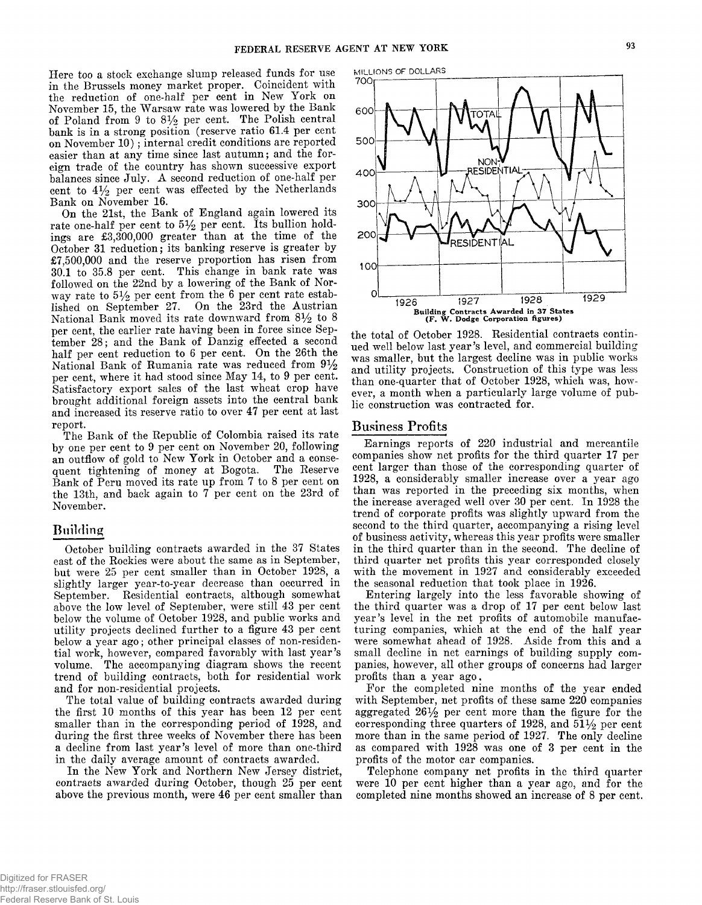Here too a stock exchange slump released funds for use in the Brussels money market proper. Coincident with the reduction of one-half per cent in New York on November 15, the Warsaw rate was lowered by the Bank of Poland from 9 to 8½ per cent. The Polish central bank is in a strong position (reserve ratio 61.4 per cent on November 10); internal credit conditions are reported easier than at any time since last autumn; and the foreign trade of the country has shown successive export balances since July. A second reduction of one-half per cent to 4½ per cent was effected by the Netherlands Bank on November 16.

On the 21st, the Bank of England again lowered its rate one-half per cent to 5½ per cent. Its bullion holdings are £3,300,000 greater than at the time of the October 31 reduction; its banking reserve is greater by £7,500,000 and the reserve proportion has risen from 30.1 to 35.8 per cent. This change in bank rate was followed on the 22nd by a lowering of the Bank of Norway rate to 5½ per cent from the 6 per cent rate established on September 27. On the 23rd the Austrian National Bank moved its rate downward from 8½ to 8 per cent, the earlier rate having been in force since September 28; and the Bank of Danzig effected a second half per cent reduction to 6 per cent. On the 26th the National Bank of Rumania rate was reduced from 9½ per cent, where it had stood since May 14, to 9 per cent. Satisfactory export sales of the last wheat crop have brought additional foreign assets into the central bank and increased its reserve ratio to over 47 per cent at last report.

The Bank of the Republic of Colombia raised its rate by one per cent to 9 per cent on November 20, following an outflow of gold to New York in October and a consequent tightening of money at Bogota. The Reserve Bank of Peru moved its rate up from 7 to 8 per cent on the 13th, and back again to 7 per cent on the 23rd of November.

## Building

October building contracts awarded in the 37 States east of the Rockies were about the same as in September, but were 25 per cent smaller than in October 1928, a slightly larger year-to-year decrease than occurred in September. Residential contracts, although somewhat above the low level of September, were still 43 per cent below the volume of October 1928, and public works and utility projects declined further to a figure 43 per cent below a year ago; other principal classes of non-residential work, however, compared favorably with last year's volume. The accompanying diagram shows the recent trend of building contracts, both for residential work and for non-residential projects.

The total value of building contracts awarded during the first 10 months of this year has been 12 per cent smaller than in the corresponding period of 1928, and during the first three weeks of November there has been a decline from last year's level of more than one-third in the daily average amount of contracts awarded.

In the New York and Northern New Jersey district, contracts awarded during October, though 25 per cent above the previous month, were 46 per cent smaller than the total of October 1928. Residential contracts continued well below last year's level, and commercial building was smaller, but the largest decline was in public works and utility projects. Construction of this type was less than one-quarter that of October 1928, which was, however, a month when a particularly large volume of public construction was contracted for.

**Building Contracts Awarded in 37 States (F. W. Dodge Corporation figures)**

## Business Profits

Earnings reports of 220 industrial and mercantile companies show net profits for the third quarter 17 per cent larger than those of the corresponding quarter of 1928, a considerably smaller increase over a year ago than was reported in the preceding six months, when the increase averaged well over 30 per cent. In 1928 the trend of corporate profits was slightly upward from the second to the third quarter, accompanying a rising level of business activity, whereas this year profits were smaller in the third quarter than in the second. The decline of third quarter net profits this year corresponded closely with the movement in 1927 and considerably exceeded the seasonal reduction that took place in 1926.

Entering largely into the less favorable showing of the third quarter was a drop of 17 per cent below last year's level in the net profits of automobile manufacturing companies, which at the end of the half year were somewhat ahead of 1928. Aside from this and a small decline in net earnings of building supply companies, however, all other groups of concerns had larger profits than a year ago.

For the completed nine months of the year ended with September, net profits of these same 220 companies aggregated 26½ per cent more than the figure for the corresponding three quarters of 1928, and 51½ per cent more than in the same period of 1927. The only decline as compared with 1928 was one of 3 per cent in the profits of the motor car companies.

Telephone company net profits in the third quarter were 10 per cent higher than a year ago, and for the completed nine months showed an increase of 8 per cent.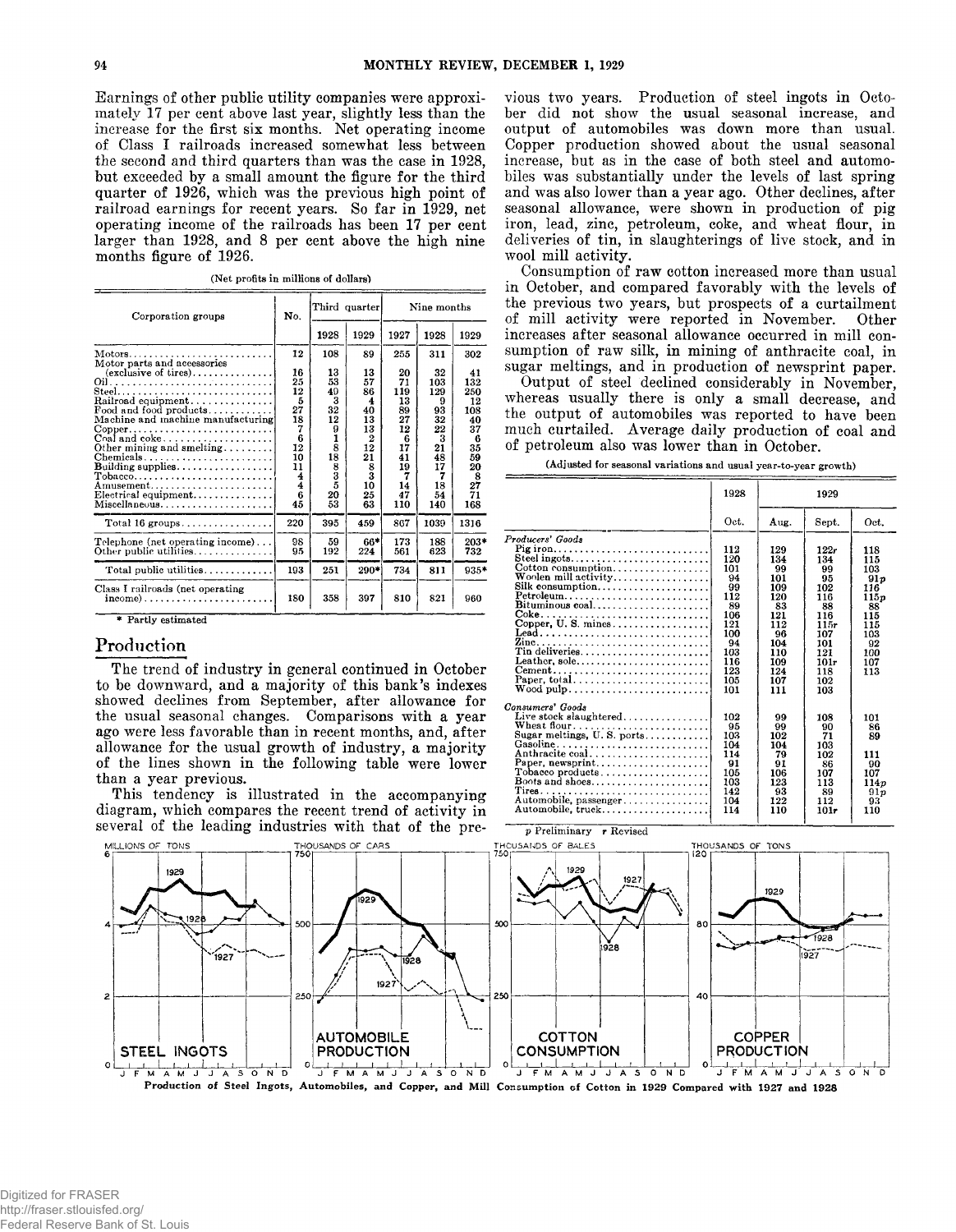Earnings of other public utility companies were approximately 17 per cent above last year, slightly less than the increase for the first six months. Net operating income of Class I railroads increased somewhat less between the second and third quarters than was the case in 1928, but exceeded by a small amount the figure for the third quarter of 1926, which was the previous high point of railroad earnings for recent years. So far in 1929, net operating income of the railroads has been 17 per cent larger than 1928, and 8 per cent above the high nine months figure of 1926.

(Net profits in millions of dollars)

| Corporation groups | No. | Third quarter | | Nine months | | |
|---|---|---|---|---|---|---|
| | | 1928 | 1929 | 1927 | 1928 | 1929 |
| Motors | 12 | 108 | 89 | 255 | 311 | 302 |
| Motor parts and accessories (exclusive of tires) | 16 | 13 | 13 | 20 | 32 | 41 |
| Oil | 25 | 53 | 57 | 71 | 103 | 132 |
| Steel | 12 | 49 | 86 | 119 | 129 | 250 |
| Railroad equipment | 5 | 3 | 4 | 13 | 9 | 12 |
| Food and food products | 27 | 32 | 40 | 89 | 93 | 108 |
| Machine and machine manufacturing | 18 | 12 | 13 | 27 | 32 | 40 |
| Copper | 7 | 9 | 13 | 12 | 22 | 37 |
| Coal and coke | 6 | 1 | 2 | 6 | 3 | 6 |
| Other mining and smelting | 12 | 8 | 12 | 17 | 21 | 35 |
| Chemicals | 10 | 18 | 21 | 41 | 48 | 59 |
| Building supplies | 11 | 8 | 8 | 19 | 17 | 20 |
| Tobacco | 4 | 3 | 3 | 7 | 7 | 8 |
| Amusement | 4 | 5 | 10 | 14 | 18 | 27 |
| Electrical equipment | 6 | 20 | 25 | 47 | 54 | 71 |
| Miscellaneous | 45 | 53 | 63 | 110 | 140 | 168 |
| Total 16 groups | 220 | 395 | 459 | 867 | 1039 | 1316 |
| Telephone (net operating income) | 98 | 59 | 66* | 173 | 188 | 203* |
| Other public utilities | 95 | 192 | 224 | 561 | 623 | 732 |
| Total public utilities | 193 | 251 | 290* | 734 | 811 | 935* |
| Class I railroads (net operating income) | 180 | 358 | 397 | 810 | 821 | 960 |

\* Partly estimated

## Production

The trend of industry in general continued in October to be downward, and a majority of this bank's indexes showed declines from September, after allowance for the usual seasonal changes. Comparisons with a year ago were less favorable than in recent months, and, after allowance for the usual growth of industry, a majority of the lines shown in the following table were lower than a year previous.

This tendency is illustrated in the accompanying diagram, which compares the recent trend of activity in several of the leading industries with that of the previous two years. Production of steel ingots in October did not show the usual seasonal increase, and output of automobiles was down more than usual. Copper production showed about the usual seasonal increase, but as in the case of both steel and automobiles was substantially under the levels of last spring and was also lower than a year ago. Other declines, after seasonal allowance, were shown in production of pig iron, lead, zinc, petroleum, coke, and wheat flour, in deliveries of tin, in slaughterings of live stock, and in wool mill activity.

Consumption of raw cotton increased more than usual in October, and compared favorably with the levels of the previous two years, but prospects of a curtailment of mill activity were reported in November. Other increases after seasonal allowance occurred in mill consumption of raw silk, in mining of anthracite coal, in sugar meltings, and in production of newsprint paper.

Output of steel declined considerably in November, whereas usually there is only a small decrease, and the output of automobiles was reported to have been much curtailed. Average daily production of coal and of petroleum also was lower than in October.

(Adjusted for seasonal variations and usual year-to-year growth)

| | 1928 | 1929 | | |
|---|---|---|---|---|
| | Oct. | Aug. | Sept. | Oct. |
| *Producers' Goods* | | | | |
| Pig iron | 112 | 129 | 122r | 118 |
| Steel ingots | 120 | 134 | 134 | 115 |
| Cotton consumption | 101 | 99 | 99 | 103 |
| Woolen mill activity | 94 | 101 | 95 | 91p |
| Silk consumption | 99 | 109 | 102 | 116 |
| Petroleum | 112 | 120 | 116 | 115p |
| Bituminous coal | 89 | 83 | 88 | 88 |
| Coke | 106 | 121 | 116 | 115 |
| Copper, U. S. mines | 121 | 112 | 115r | 115 |
| Lead | 100 | 96 | 107 | 103 |
| Zinc | 94 | 104 | 101 | 92 |
| Tin deliveries | 103 | 110 | 121 | 100 |
| Leather, sole | 116 | 109 | 101r | 107 |
| Cement | 123 | 124 | 118 | 113 |
| Paper, total | 105 | 107 | 102 | |
| Wood pulp | 101 | 111 | 103 | |
| *Consumers' Goods* | | | | |
| Live stock slaughtered | 102 | 99 | 108 | 101 |
| Wheat flour | 95 | 99 | 90 | 86 |
| Sugar meltings, U. S. ports | 103 | 102 | 71 | 89 |
| Gasoline | 104 | 104 | 103 | |
| Anthracite coal | 114 | 79 | 102 | 111 |
| Paper, newsprint | 91 | 91 | 86 | 90 |
| Tobacco products | 105 | 106 | 107 | 107 |
| Boots and shoes | 103 | 123 | 113 | 114p |
| Tires | 142 | 93 | 89 | 91p |
| Automobile, passenger | 104 | 122 | 112 | 93 |
| Automobile, truck | 114 | 110 | 101r | 110 |

p Preliminary r Revised

Production of Steel Ingots, Automobiles, and Copper, and Mill Consumption of Cotton in 1929 Compared with 1927 and 1928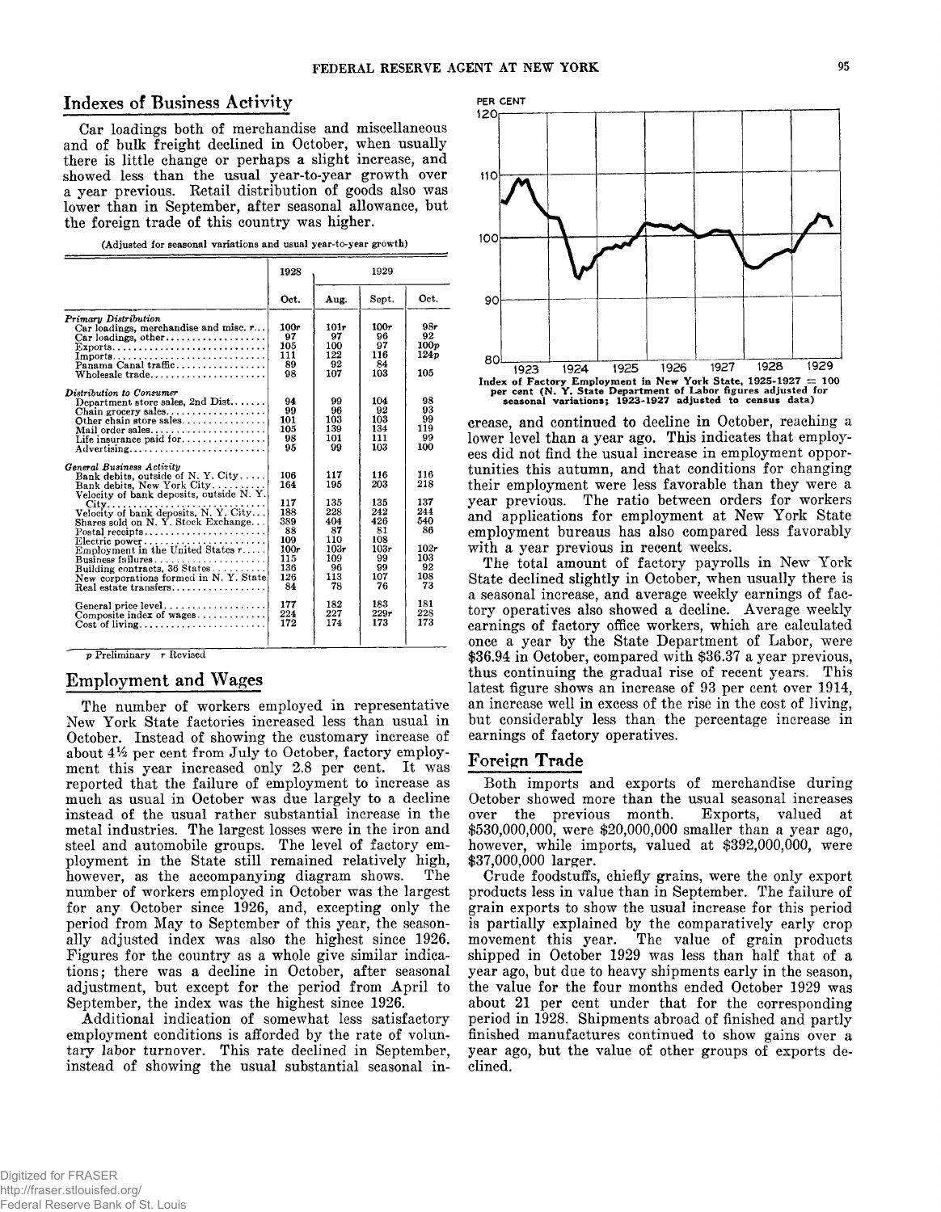## Indexes of Business Activity

Car loadings both of merchandise and miscellaneous and of bulk freight declined in October, when usually there is little change or perhaps a slight increase, and showed less than the usual year-to-year growth over a year previous. Retail distribution of goods also was lower than in September, after seasonal allowance, but the foreign trade of this country was higher.

(Adjusted for seasonal variations and usual year-to-year growth)

| | 1928 | 1929 | | |
|---|---|---|---|---|
| | Oct. | Aug. | Sept. | Oct. |
| *Primary Distribution* | | | | |
| Car loadings, merchandise and misc. r | 100r | 101r | 100r | 98r |
| Car loadings, other | 97 | 97 | 96 | 92 |
| Exports | 105 | 100 | 97 | 100p |
| Imports | 111 | 122 | 116 | 124p |
| Panama Canal traffic | 89 | 92 | 84 | |
| Wholesale trade | 98 | 107 | 103 | 105 |
| *Distribution to Consumer* | | | | |
| Department store sales, 2nd Dist | 94 | 99 | 104 | 98 |
| Chain grocery sales | 99 | 96 | 92 | 93 |
| Other chain store sales | 101 | 103 | 103 | 99 |
| Mail order sales | 105 | 139 | 134 | 119 |
| Life insurance paid for | 98 | 101 | 111 | 99 |
| Advertising | 95 | 99 | 103 | 100 |
| *General Business Activity* | | | | |
| Bank debits, outside of N. Y. City | 106 | 117 | 116 | 116 |
| Bank debits, New York City | 164 | 195 | 203 | 218 |
| Velocity of bank deposits, outside N. Y. City | 117 | 135 | 135 | 137 |
| Velocity of bank deposits, N. Y. City | 188 | 228 | 242 | 244 |
| Shares sold on N. Y. Stock Exchange | 389 | 404 | 426 | 540 |
| Postal receipts | 88 | 87 | 81 | 86 |
| Electric power | 109 | 110 | 108 | |
| Employment in the United States r | 100r | 103r | 103r | 102r |
| Business failures | 115 | 109 | 99 | 103 |
| Building contracts, 36 States | 136 | 96 | 99 | 92 |
| New corporations formed in N. Y. State | 126 | 113 | 107 | 108 |
| Real estate transfers | 84 | 78 | 76 | 73 |
| General price level | 177 | 182 | 183 | 181 |
| Composite index of wages | 224 | 227 | 229r | 228 |
| Cost of living | 172 | 174 | 173 | 173 |

p Preliminary r Revised

## Employment and Wages

The number of workers employed in representative New York State factories increased less than usual in October. Instead of showing the customary increase of about 4½ per cent from July to October, factory employment this year increased only 2.8 per cent. It was reported that the failure of employment to increase as much as usual in October was due largely to a decline instead of the usual rather substantial increase in the metal industries. The largest losses were in the iron and steel and automobile groups. The level of factory employment in the State still remained relatively high, however, as the accompanying diagram shows. The number of workers employed in October was the largest for any October since 1926, and, excepting only the period from May to September of this year, the seasonally adjusted index was also the highest since 1926. Figures for the country as a whole give similar indications; there was a decline in October, after seasonal adjustment, but except for the period from April to September, the index was the highest since 1926.

Additional indication of somewhat less satisfactory employment conditions is afforded by the rate of voluntary labor turnover. This rate declined in September, instead of showing the usual substantial seasonal increase, and continued to decline in October, reaching a lower level than a year ago. This indicates that employees did not find the usual increase in employment opportunities this autumn, and that conditions for changing their employment were less favorable than they were a year previous. The ratio between orders for workers and applications for employment at New York State employment bureaus has also compared less favorably with a year previous in recent weeks.

Index of Factory Employment in New York State, 1925-1927 = 100 per cent (N. Y. State Department of Labor figures adjusted for seasonal variations; 1923-1927 adjusted to census data)

The total amount of factory payrolls in New York State declined slightly in October, when usually there is a seasonal increase, and average weekly earnings of factory operatives also showed a decline. Average weekly earnings of factory office workers, which are calculated once a year by the State Department of Labor, were $36.94 in October, compared with $36.37 a year previous, thus continuing the gradual rise of recent years. This latest figure shows an increase of 93 per cent over 1914, an increase well in excess of the rise in the cost of living, but considerably less than the percentage increase in earnings of factory operatives.

## Foreign Trade

Both imports and exports of merchandise during October showed more than the usual seasonal increases over the previous month. Exports, valued at $530,000,000, were $20,000,000 smaller than a year ago, however, while imports, valued at $392,000,000, were $37,000,000 larger.

Crude foodstuffs, chiefly grains, were the only export products less in value than in September. The failure of grain exports to show the usual increase for this period is partially explained by the comparatively early crop movement this year. The value of grain products shipped in October 1929 was less than half that of a year ago, but due to heavy shipments early in the season, the value for the four months ended October 1929 was about 21 per cent under that for the corresponding period in 1928. Shipments abroad of finished and partly finished manufactures continued to show gains over a year ago, but the value of other groups of exports declined.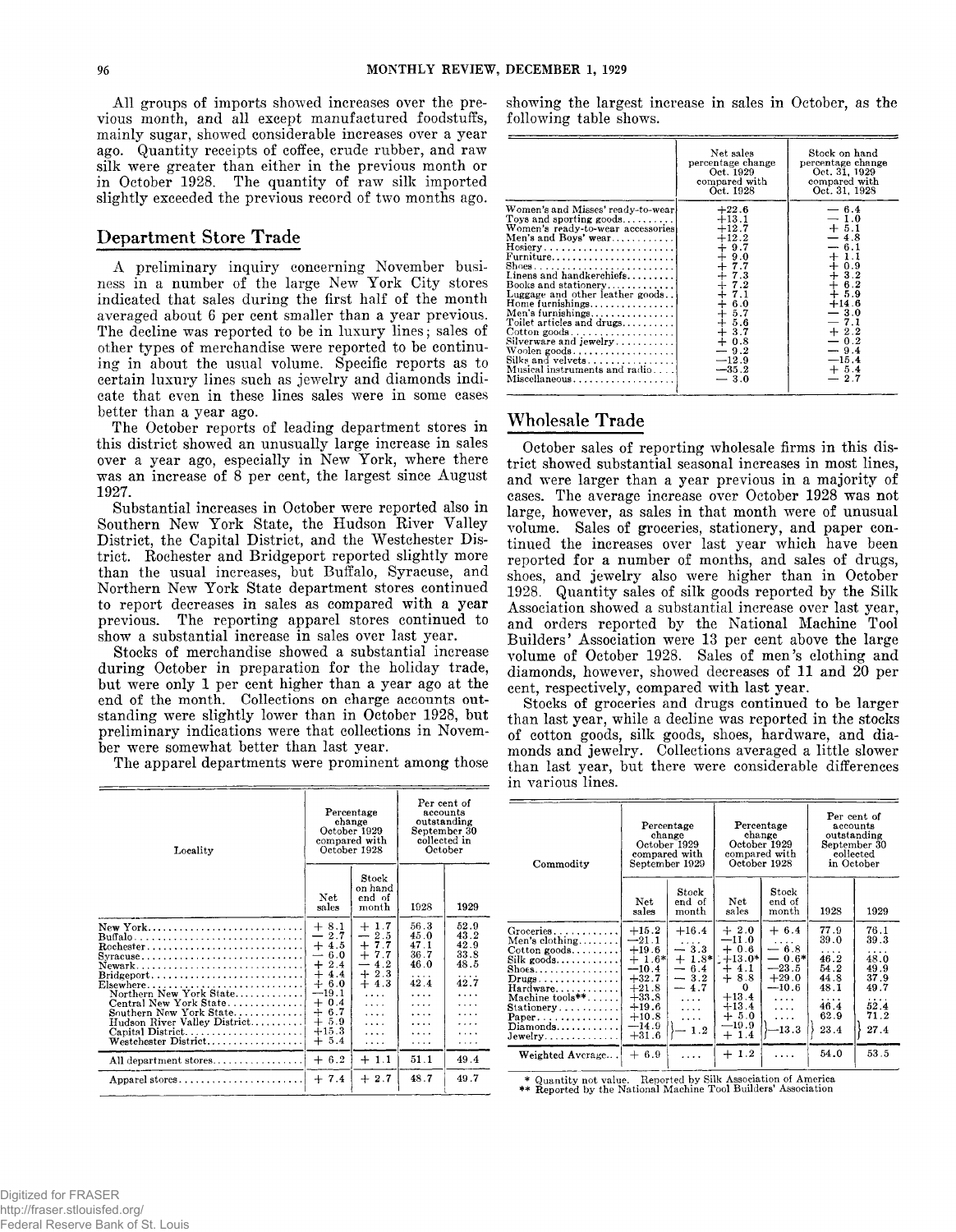All groups of imports showed increases over the previous month, and all except manufactured foodstuffs, mainly sugar, showed considerable increases over a year ago. Quantity receipts of coffee, crude rubber, and raw silk were greater than either in the previous month or in October 1928. The quantity of raw silk imported slightly exceeded the previous record of two months ago.

## Department Store Trade

A preliminary inquiry concerning November business in a number of the large New York City stores indicated that sales during the first half of the month averaged about 6 per cent smaller than a year previous. The decline was reported to be in luxury lines; sales of other types of merchandise were reported to be continuing in about the usual volume. Specific reports as to certain luxury lines such as jewelry and diamonds indicate that even in these lines sales were in some cases better than a year ago.

The October reports of leading department stores in this district showed an unusually large increase in sales over a year ago, especially in New York, where there was an increase of 8 per cent, the largest since August 1927.

Substantial increases in October were reported also in Southern New York State, the Hudson River Valley District, the Capital District, and the Westchester District. Rochester and Bridgeport reported slightly more than the usual increases, but Buffalo, Syracuse, and Northern New York State department stores continued to report decreases in sales as compared with a year previous. The reporting apparel stores continued to show a substantial increase in sales over last year.

Stocks of merchandise showed a substantial increase during October in preparation for the holiday trade, but were only 1 per cent higher than a year ago at the end of the month. Collections on charge accounts outstanding were slightly lower than in October 1928, but preliminary indications were that collections in November were somewhat better than last year.

The apparel departments were prominent among those showing the largest increase in sales in October, as the following table shows.

| | Net sales percentage change Oct. 1929 compared with Oct. 1928 | Stock on hand percentage change Oct. 31, 1929 compared with Oct. 31, 1928 |
|---|---|---|
| Women's and Misses' ready-to-wear | +22.6 | − 6.4 |
| Toys and sporting goods | +13.1 | − 1.0 |
| Women's ready-to-wear accessories | +12.7 | + 5.1 |
| Men's and Boys' wear | +12.2 | − 4.8 |
| Hosiery | + 9.7 | − 6.1 |
| Furniture | + 9.0 | + 1.1 |
| Shoes | + 7.7 | + 0.9 |
| Linens and handkerchiefs | + 7.3 | + 3.2 |
| Books and stationery | + 7.2 | + 6.2 |
| Luggage and other leather goods | + 7.1 | + 5.9 |
| Home furnishings | + 6.0 | +14.6 |
| Men's furnishings | + 5.7 | − 3.0 |
| Toilet articles and drugs | + 5.6 | − 7.1 |
| Cotton goods | + 3.7 | + 2.2 |
| Silverware and jewelry | + 0.8 | − 0.2 |
| Woolen goods | − 9.2 | − 9.4 |
| Silks and velvets | −12.9 | −15.4 |
| Musical instruments and radio | −35.2 | + 5.4 |
| Miscellaneous | − 3.0 | − 2.7 |

| Locality | Percentage change October 1929 compared with October 1928 | | Per cent of accounts outstanding September 30 collected in October | |
|---|---|---|---|---|
| | Net sales | Stock on hand end of month | 1928 | 1929 |
| New York | + 8.1 | + 1.7 | 56.3 | 52.9 |
| Buffalo | − 2.7 | − 2.5 | 45.0 | 43.2 |
| Rochester | + 4.5 | + 7.7 | 47.1 | 42.9 |
| Syracuse | − 6.0 | + 7.7 | 36.7 | 33.8 |
| Newark | + 2.4 | − 4.2 | 46.0 | 48.5 |
| Bridgeport | + 4.4 | + 2.3 | .... | .... |
| Elsewhere | + 6.0 | + 4.3 | 42.4 | 42.7 |
| Northern New York State | −19.1 | .... | .... | .... |
| Central New York State | + 0.4 | .... | .... | .... |
| Southern New York State | + 6.7 | .... | .... | .... |
| Hudson River Valley District | + 5.9 | .... | .... | .... |
| Capital District | +15.3 | .... | .... | .... |
| Westchester District | + 5.4 | .... | .... | .... |
| All department stores | + 6.2 | + 1.1 | 51.1 | 49.4 |
| Apparel stores | + 7.4 | + 2.7 | 48.7 | 49.7 |

## Wholesale Trade

October sales of reporting wholesale firms in this district showed substantial seasonal increases in most lines, and were larger than a year previous in a majority of cases. The average increase over October 1928 was not large, however, as sales in that month were of unusual volume. Sales of groceries, stationery, and paper continued the increases over last year which have been reported for a number of months, and sales of drugs, shoes, and jewelry also were higher than in October 1928. Quantity sales of silk goods reported by the Silk Association showed a substantial increase over last year, and orders reported by the National Machine Tool Builders' Association were 13 per cent above the large volume of October 1928. Sales of men's clothing and diamonds, however, showed decreases of 11 and 20 per cent, respectively, compared with last year.

Stocks of groceries and drugs continued to be larger than last year, while a decline was reported in the stocks of cotton goods, silk goods, shoes, hardware, and diamonds and jewelry. Collections averaged a little slower than last year, but there were considerable differences in various lines.

| Commodity | Percentage change October 1929 compared with September 1929 | | Percentage change October 1929 compared with October 1928 | | Per cent of accounts outstanding September 30 collected in October | |
|---|---|---|---|---|---|---|
| | Net sales | Stock end of month | Net sales | Stock end of month | 1928 | 1929 |
| Groceries | +15.2 | +16.4 | + 2.0 | + 6.4 | 77.9 | 76.1 |
| Men's clothing | −21.1 | .... | −11.0 | .... | 39.0 | 39.3 |
| Cotton goods | +19.6 | − 3.3 | + 0.6 | − 6.8 | .... | .... |
| Silk goods | + 1.6* | + 1.8* | +13.0* | − 0.6* | 46.2 | 48.0 |
| Shoes | −10.4 | − 6.4 | + 4.1 | −23.5 | 54.2 | 49.9 |
| Drugs | +32.7 | − 3.2 | + 8.8 | +29.0 | 44.8 | 37.9 |
| Hardware | +21.8 | − 4.7 | 0 | −10.6 | 48.1 | 49.7 |
| Machine tools** | +33.8 | .... | +13.4 | .... | .... | .... |
| Stationery | +19.6 | .... | +13.4 | .... | 46.4 | 52.4 |
| Paper | +10.8 | .... | + 5.0 | .... | 62.9 | 71.2 |
| Diamonds | −14.9 | − 1.2 | −19.9 | −13.3 | 23.4 | 27.4 |
| Jewelry | +31.6 | | + 1.4 | | | |
| Weighted Average | + 6.9 | .... | + 1.2 | .... | 54.0 | 53.5 |

\* Quantity not value. Reported by Silk Association of America
\** Reported by the National Machine Tool Builders' Association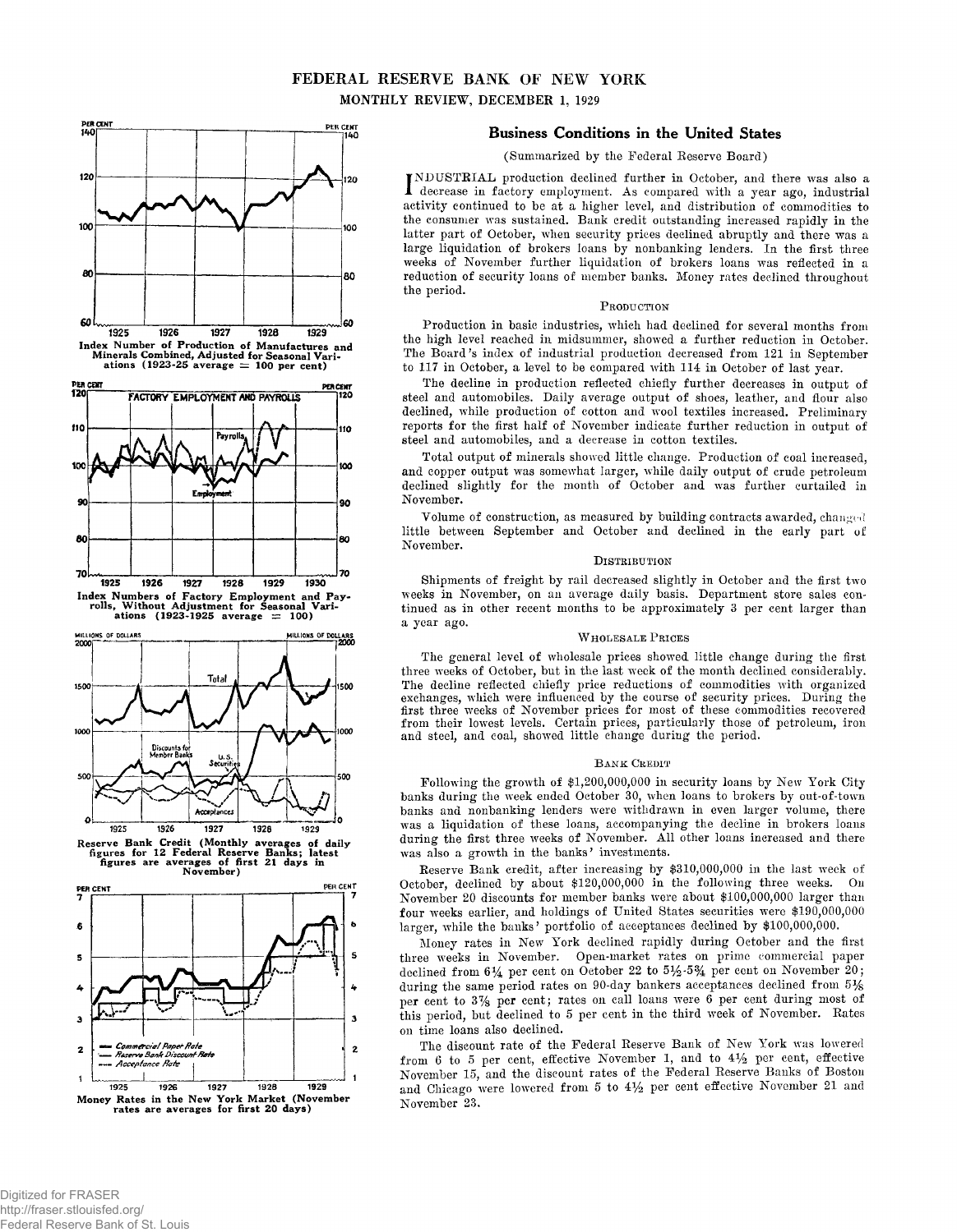# FEDERAL RESERVE BANK OF NEW YORK

MONTHLY REVIEW, DECEMBER 1, 1929

PER CENT
140
120
100
80
60
1925 1926 1927 1928 1929

Index Number of Production of Manufactures and Minerals Combined, Adjusted for Seasonal Variations (1923-25 average = 100 per cent)

PER CENT
120
FACTORY EMPLOYMENT AND PAYROLLS
110
Payrolls
100
Employment
90
80
70
1925 1926 1927 1928 1929 1930

Index Numbers of Factory Employment and Payrolls, Without Adjustment for Seasonal Variations (1923-1925 average = 100)

MILLIONS OF DOLLARS
2000
Total
1500
1000
Discounts for Member Banks
U. S. Securities
500
Acceptances
0
1925 1926 1927 1928 1929

Reserve Bank Credit (Monthly averages of daily figures for 12 Federal Reserve Banks; latest figures are averages of first 21 days in November)

PER CENT
7
6
5
4
3
2
1
Commercial Paper Rate
Reserve Bank Discount Rate
Acceptance Rate
1925 1926 1927 1928 1929

Money Rates in the New York Market (November rates are averages for first 20 days)

## Business Conditions in the United States

(Summarized by the Federal Reserve Board)

INDUSTRIAL production declined further in October, and there was also a decrease in factory employment. As compared with a year ago, industrial activity continued to be at a higher level, and distribution of commodities to the consumer was sustained. Bank credit outstanding increased rapidly in the latter part of October, when security prices declined abruptly and there was a large liquidation of brokers loans by nonbanking lenders. In the first three weeks of November further liquidation of brokers loans was reflected in a reduction of security loans of member banks. Money rates declined throughout the period.

### Production

Production in basic industries, which had declined for several months from the high level reached in midsummer, showed a further reduction in October. The Board's index of industrial production decreased from 121 in September to 117 in October, a level to be compared with 114 in October of last year.

The decline in production reflected chiefly further decreases in output of steel and automobiles. Daily average output of shoes, leather, and flour also declined, while production of cotton and wool textiles increased. Preliminary reports for the first half of November indicate further reduction in output of steel and automobiles, and a decrease in cotton textiles.

Total output of minerals showed little change. Production of coal increased, and copper output was somewhat larger, while daily output of crude petroleum declined slightly for the month of October and was further curtailed in November.

Volume of construction, as measured by building contracts awarded, changed little between September and October and declined in the early part of November.

### Distribution

Shipments of freight by rail decreased slightly in October and the first two weeks in November, on an average daily basis. Department store sales continued as in other recent months to be approximately 3 per cent larger than a year ago.

### Wholesale Prices

The general level of wholesale prices showed little change during the first three weeks of October, but in the last week of the month declined considerably. The decline reflected chiefly price reductions of commodities with organized exchanges, which were influenced by the course of security prices. During the first three weeks of November prices for most of these commodities recovered from their lowest levels. Certain prices, particularly those of petroleum, iron and steel, and coal, showed little change during the period.

### Bank Credit

Following the growth of $1,200,000,000 in security loans by New York City banks during the week ended October 30, when loans to brokers by out-of-town banks and nonbanking lenders were withdrawn in even larger volume, there was a liquidation of these loans, accompanying the decline in brokers loans during the first three weeks of November. All other loans increased and there was also a growth in the banks' investments.

Reserve Bank credit, after increasing by $310,000,000 in the last week of October, declined by about $120,000,000 in the following three weeks. On November 20 discounts for member banks were about $100,000,000 larger than four weeks earlier, and holdings of United States securities were $190,000,000 larger, while the banks' portfolio of acceptances declined by $100,000,000.

Money rates in New York declined rapidly during October and the first three weeks in November. Open-market rates on prime commercial paper declined from 6¼ per cent on October 22 to 5½-5¾ per cent on November 20; during the same period rates on 90-day bankers acceptances declined from 5⅛ per cent to 3⅞ per cent; rates on call loans were 6 per cent during most of this period, but declined to 5 per cent in the third week of November. Rates on time loans also declined.

The discount rate of the Federal Reserve Bank of New York was lowered from 6 to 5 per cent, effective November 1, and to 4½ per cent, effective November 15, and the discount rates of the Federal Reserve Banks of Boston and Chicago were lowered from 5 to 4½ per cent effective November 21 and November 23.